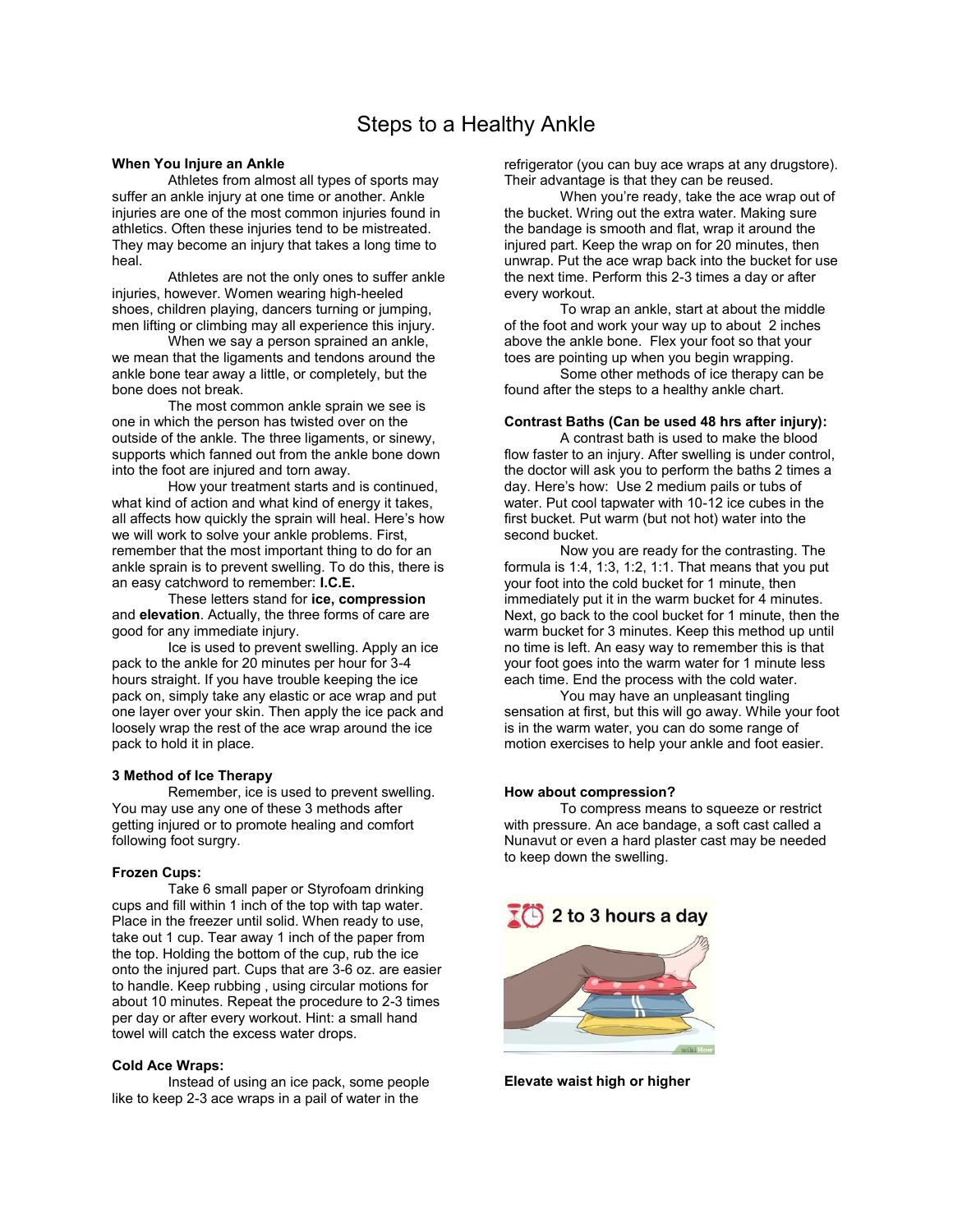# Steps to a Healthy Ankle

### When You Injure an Ankle

Athletes from almost all types of sports may suffer an ankle injury at one time or another. Ankle injuries are one of the most common injuries found in athletics. Often these injuries tend to be mistreated. They may become an injury that takes a long time to heal.

Athletes are not the only ones to suffer ankle injuries, however. Women wearing high-heeled shoes, children playing, dancers turning or jumping, men lifting or climbing may all experience this injury.

When we say a person sprained an ankle, we mean that the ligaments and tendons around the ankle bone tear away a little, or completely, but the bone does not break.

The most common ankle sprain we see is one in which the person has twisted over on the outside of the ankle. The three ligaments, or sinewy, supports which fanned out from the ankle bone down into the foot are injured and torn away.

How your treatment starts and is continued, what kind of action and what kind of energy it takes, all affects how quickly the sprain will heal. Here's how we will work to solve your ankle problems. First, remember that the most important thing to do for an ankle sprain is to prevent swelling. To do this, there is an easy catchword to remember: **I.C.E.**

These letters stand for **ice, compression** and **elevation**. Actually, the three forms of care are good for any immediate injury.

Ice is used to prevent swelling. Apply an ice pack to the ankle for 20 minutes per hour for 3-4 hours straight. If you have trouble keeping the ice pack on, simply take any elastic or ace wrap and put one layer over your skin. Then apply the ice pack and loosely wrap the rest of the ace wrap around the ice pack to hold it in place.

### 3 Method of Ice Therapy

Remember, ice is used to prevent swelling. You may use any one of these 3 methods after getting injured or to promote healing and comfort following foot surgery.

### Frozen Cups:

Take 6 small paper or Styrofoam drinking cups and fill within 1 inch of the top with tap water. Place in the freezer until solid. When ready to use, take out 1 cup. Tear away 1 inch of the paper from the top. Holding the bottom of the cup, rub the ice onto the injured part. Cups that are 3-6 oz. are easier to handle. Keep rubbing , using circular motions for about 10 minutes. Repeat the procedure to 2-3 times per day or after every workout. Hint: a small hand towel will catch the excess water drops.

### Cold Ace Wraps:

Instead of using an ice pack, some people like to keep 2-3 ace wraps in a pail of water in the refrigerator (you can buy ace wraps at any drugstore). Their advantage is that they can be reused.

When you're ready, take the ace wrap out of the bucket. Wring out the extra water. Making sure the bandage is smooth and flat, wrap it around the injured part. Keep the wrap on for 20 minutes, then unwrap. Put the ace wrap back into the bucket for use the next time. Perform this 2-3 times a day or after every workout.

To wrap an ankle, start at about the middle of the foot and work your way up to about 2 inches above the ankle bone. Flex your foot so that your toes are pointing up when you begin wrapping.

Some other methods of ice therapy can be found after the steps to a healthy ankle chart.

### Contrast Baths (Can be used 48 hrs after injury):

A contrast bath is used to make the blood flow faster to an injury. After swelling is under control, the doctor will ask you to perform the baths 2 times a day. Here's how: Use 2 medium pails or tubs of water. Put cool tapwater with 10-12 ice cubes in the first bucket. Put warm (but not hot) water into the second bucket.

Now you are ready for the contrasting. The formula is 1:4, 1:3, 1:2, 1:1. That means that you put your foot into the cold bucket for 1 minute, then immediately put it in the warm bucket for 4 minutes. Next, go back to the cool bucket for 1 minute, then the warm bucket for 3 minutes. Keep this method up until no time is left. An easy way to remember this is that your foot goes into the warm water for 1 minute less each time. End the process with the cold water.

You may have an unpleasant tingling sensation at first, but this will go away. While your foot is in the warm water, you can do some range of motion exercises to help your ankle and foot easier.

### How about compression?

To compress means to squeeze or restrict with pressure. An ace bandage, a soft cast called a Nunavut or even a hard plaster cast may be needed to keep down the swelling.

2 to 3 hours a day

**Elevate waist high or higher**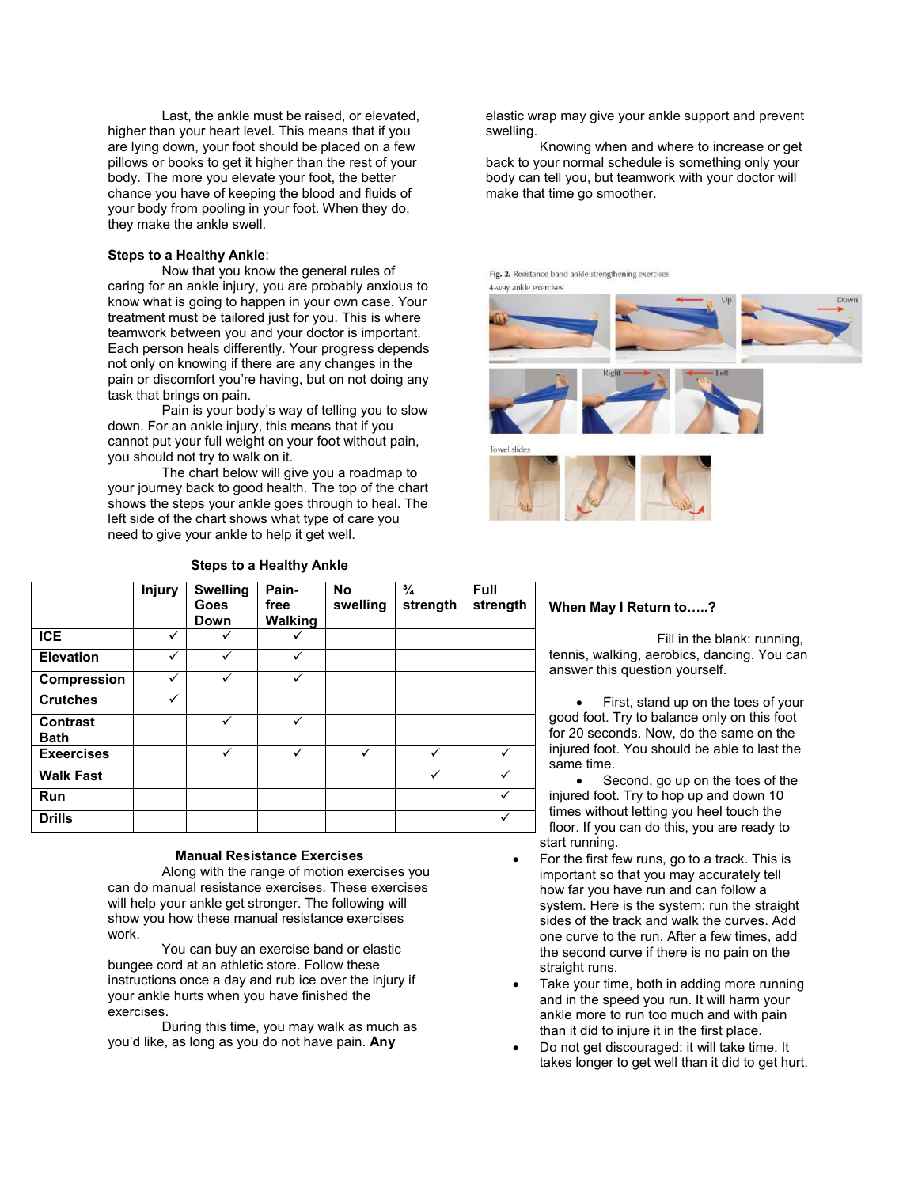Last, the ankle must be raised, or elevated, higher than your heart level. This means that if you are lying down, your foot should be placed on a few pillows or books to get it higher than the rest of your body. The more you elevate your foot, the better chance you have of keeping the blood and fluids of your body from pooling in your foot. When they do, they make the ankle swell.

**Steps to a Healthy Ankle**:

Now that you know the general rules of caring for an ankle injury, you are probably anxious to know what is going to happen in your own case. Your treatment must be tailored just for you. This is where teamwork between you and your doctor is important. Each person heals differently. Your progress depends not only on knowing if there are any changes in the pain or discomfort you're having, but on not doing any task that brings on pain.

Pain is your body's way of telling you to slow down. For an ankle injury, this means that if you cannot put your full weight on your foot without pain, you should not try to walk on it.

The chart below will give you a roadmap to your journey back to good health. The top of the chart shows the steps your ankle goes through to heal. The left side of the chart shows what type of care you need to give your ankle to help it get well.

**Steps to a Healthy Ankle**

| | Injury | Swelling Goes Down | Pain-free Walking | No swelling | ¾ strength | Full strength |
|---|---|---|---|---|---|---|
| **ICE** | ✓ | ✓ | ✓ | | | |
| **Elevation** | ✓ | ✓ | ✓ | | | |
| **Compression** | ✓ | ✓ | ✓ | | | |
| **Crutches** | ✓ | | | | | |
| **Contrast Bath** | | ✓ | ✓ | | | |
| **Exeercises** | | ✓ | ✓ | ✓ | ✓ | ✓ |
| **Walk Fast** | | | | | ✓ | ✓ |
| **Run** | | | | | | ✓ |
| **Drills** | | | | | | ✓ |

**Manual Resistance Exercises**

Along with the range of motion exercises you can do manual resistance exercises. These exercises will help your ankle get stronger. The following will show you how these manual resistance exercises work.

You can buy an exercise band or elastic bungee cord at an athletic store. Follow these instructions once a day and rub ice over the injury if your ankle hurts when you have finished the exercises.

During this time, you may walk as much as you'd like, as long as you do not have pain. **Any** elastic wrap may give your ankle support and prevent swelling.

Knowing when and where to increase or get back to your normal schedule is something only your body can tell you, but teamwork with your doctor will make that time go smoother.

Fig. 2. Resistance band ankle strengthening exercises

4-way ankle exercises

Up

Down

Right

Left

Towel slides

**When May I Return to…..?**

Fill in the blank: running, tennis, walking, aerobics, dancing. You can answer this question yourself.

- First, stand up on the toes of your good foot. Try to balance only on this foot for 20 seconds. Now, do the same on the injured foot. You should be able to last the same time.
- Second, go up on the toes of the injured foot. Try to hop up and down 10 times without letting you heel touch the floor. If you can do this, you are ready to start running.
- For the first few runs, go to a track. This is important so that you may accurately tell how far you have run and can follow a system. Here is the system: run the straight sides of the track and walk the curves. Add one curve to the run. After a few times, add the second curve if there is no pain on the straight runs.
- Take your time, both in adding more running and in the speed you run. It will harm your ankle more to run too much and with pain than it did to injure it in the first place.
- Do not get discouraged: it will take time. It takes longer to get well than it did to get hurt.